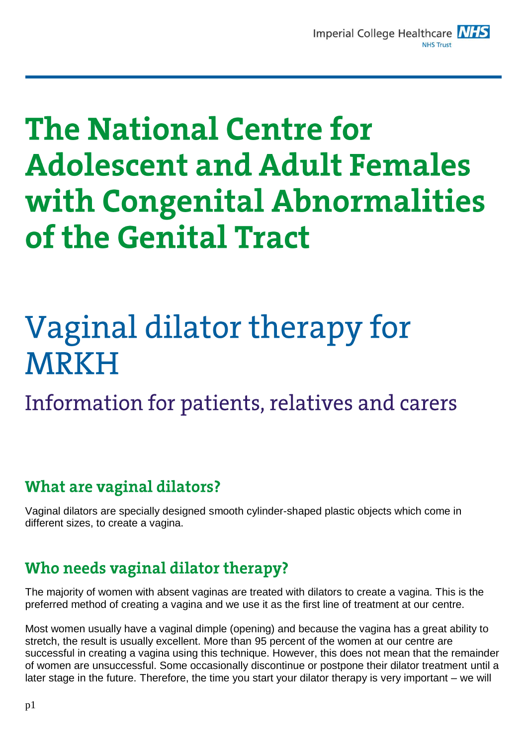# The National Centre for Adolescent and Adult Females with Congenital Abnormalities of the Genital Tract

# Vaginal dilator therapy for MRKH

## Information for patients, relatives and carers

### What are vaginal dilators?

Vaginal dilators are specially designed smooth cylinder-shaped plastic objects which come in different sizes, to create a vagina.

### Who needs vaginal dilator therapy?

The majority of women with absent vaginas are treated with dilators to create a vagina. This is the preferred method of creating a vagina and we use it as the first line of treatment at our centre.

Most women usually have a vaginal dimple (opening) and because the vagina has a great ability to stretch, the result is usually excellent. More than 95 percent of the women at our centre are successful in creating a vagina using this technique. However, this does not mean that the remainder of women are unsuccessful. Some occasionally discontinue or postpone their dilator treatment until a later stage in the future. Therefore, the time you start your dilator therapy is very important – we will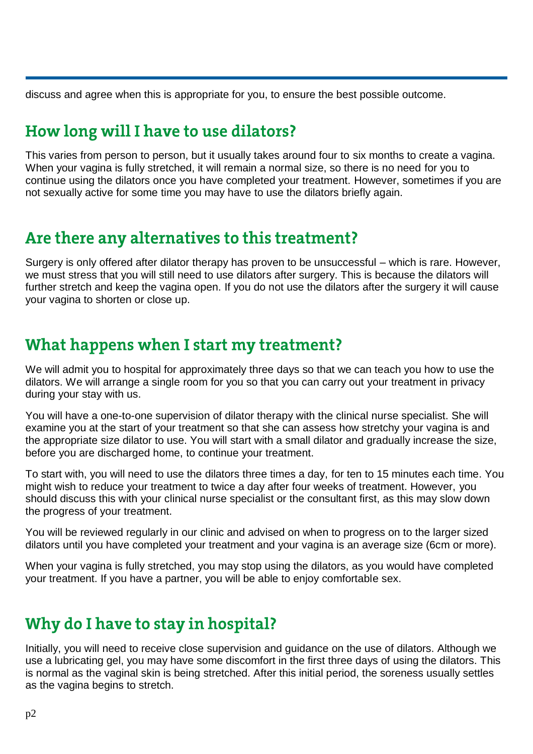discuss and agree when this is appropriate for you, to ensure the best possible outcome.

## How long will I have to use dilators?

This varies from person to person, but it usually takes around four to six months to create a vagina. When your vagina is fully stretched, it will remain a normal size, so there is no need for you to continue using the dilators once you have completed your treatment. However, sometimes if you are not sexually active for some time you may have to use the dilators briefly again.

## Are there any alternatives to this treatment?

Surgery is only offered after dilator therapy has proven to be unsuccessful – which is rare. However, we must stress that you will still need to use dilators after surgery. This is because the dilators will further stretch and keep the vagina open. If you do not use the dilators after the surgery it will cause your vagina to shorten or close up.

## What happens when I start my treatment?

We will admit you to hospital for approximately three days so that we can teach you how to use the dilators. We will arrange a single room for you so that you can carry out your treatment in privacy during your stay with us.

You will have a one-to-one supervision of dilator therapy with the clinical nurse specialist. She will examine you at the start of your treatment so that she can assess how stretchy your vagina is and the appropriate size dilator to use. You will start with a small dilator and gradually increase the size, before you are discharged home, to continue your treatment.

To start with, you will need to use the dilators three times a day, for ten to 15 minutes each time. You might wish to reduce your treatment to twice a day after four weeks of treatment. However, you should discuss this with your clinical nurse specialist or the consultant first, as this may slow down the progress of your treatment.

You will be reviewed regularly in our clinic and advised on when to progress on to the larger sized dilators until you have completed your treatment and your vagina is an average size (6cm or more).

When your vagina is fully stretched, you may stop using the dilators, as you would have completed your treatment. If you have a partner, you will be able to enjoy comfortable sex.

## Why do I have to stay in hospital?

Initially, you will need to receive close supervision and guidance on the use of dilators. Although we use a lubricating gel, you may have some discomfort in the first three days of using the dilators. This is normal as the vaginal skin is being stretched. After this initial period, the soreness usually settles as the vagina begins to stretch.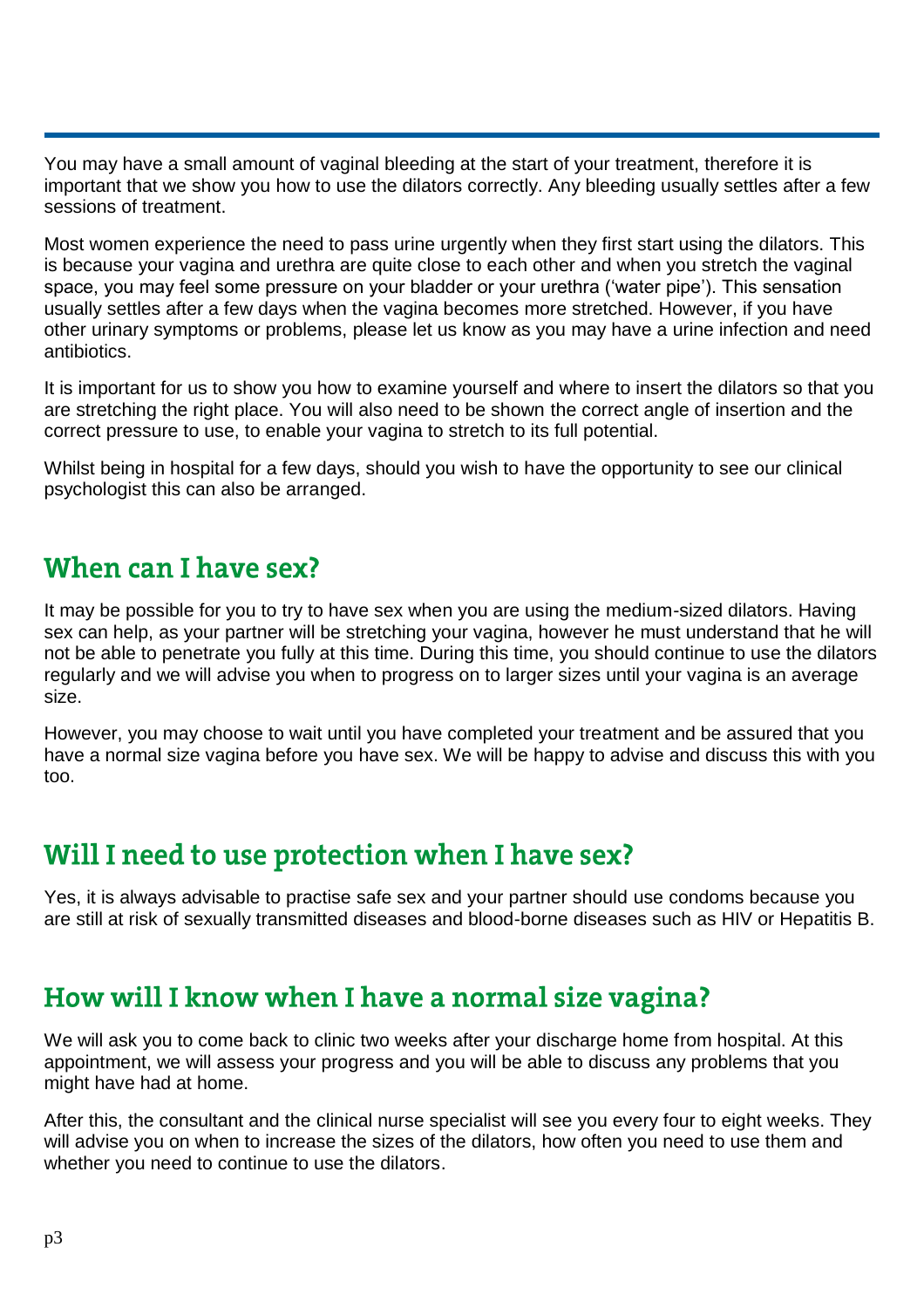You may have a small amount of vaginal bleeding at the start of your treatment, therefore it is important that we show you how to use the dilators correctly. Any bleeding usually settles after a few sessions of treatment.

Most women experience the need to pass urine urgently when they first start using the dilators. This is because your vagina and urethra are quite close to each other and when you stretch the vaginal space, you may feel some pressure on your bladder or your urethra ('water pipe'). This sensation usually settles after a few days when the vagina becomes more stretched. However, if you have other urinary symptoms or problems, please let us know as you may have a urine infection and need antibiotics.

It is important for us to show you how to examine yourself and where to insert the dilators so that you are stretching the right place. You will also need to be shown the correct angle of insertion and the correct pressure to use, to enable your vagina to stretch to its full potential.

Whilst being in hospital for a few days, should you wish to have the opportunity to see our clinical psychologist this can also be arranged.

## When can I have sex?

It may be possible for you to try to have sex when you are using the medium-sized dilators. Having sex can help, as your partner will be stretching your vagina, however he must understand that he will not be able to penetrate you fully at this time. During this time, you should continue to use the dilators regularly and we will advise you when to progress on to larger sizes until your vagina is an average size.

However, you may choose to wait until you have completed your treatment and be assured that you have a normal size vagina before you have sex. We will be happy to advise and discuss this with you too.

## Will I need to use protection when I have sex?

Yes, it is always advisable to practise safe sex and your partner should use condoms because you are still at risk of sexually transmitted diseases and blood-borne diseases such as HIV or Hepatitis B.

## How will I know when I have a normal size vagina?

We will ask you to come back to clinic two weeks after your discharge home from hospital. At this appointment, we will assess your progress and you will be able to discuss any problems that you might have had at home.

After this, the consultant and the clinical nurse specialist will see you every four to eight weeks. They will advise you on when to increase the sizes of the dilators, how often you need to use them and whether you need to continue to use the dilators.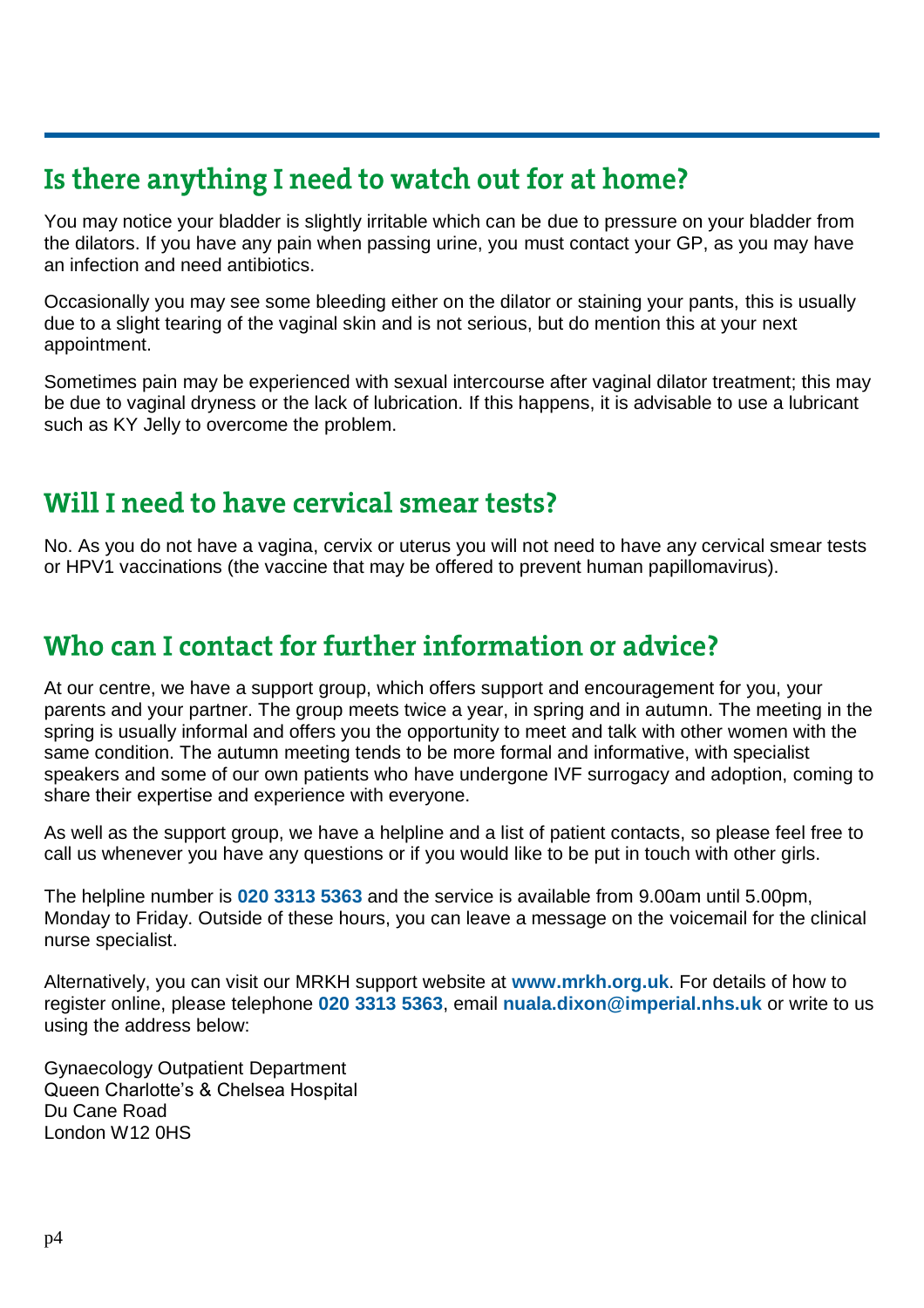## Is there anything I need to watch out for at home?

You may notice your bladder is slightly irritable which can be due to pressure on your bladder from the dilators. If you have any pain when passing urine, you must contact your GP, as you may have an infection and need antibiotics.

Occasionally you may see some bleeding either on the dilator or staining your pants, this is usually due to a slight tearing of the vaginal skin and is not serious, but do mention this at your next appointment.

Sometimes pain may be experienced with sexual intercourse after vaginal dilator treatment; this may be due to vaginal dryness or the lack of lubrication. If this happens, it is advisable to use a lubricant such as KY Jelly to overcome the problem.

## Will I need to have cervical smear tests?

No. As you do not have a vagina, cervix or uterus you will not need to have any cervical smear tests or HPV1 vaccinations (the vaccine that may be offered to prevent human papillomavirus).

## Who can I contact for further information or advice?

At our centre, we have a support group, which offers support and encouragement for you, your parents and your partner. The group meets twice a year, in spring and in autumn. The meeting in the spring is usually informal and offers you the opportunity to meet and talk with other women with the same condition. The autumn meeting tends to be more formal and informative, with specialist speakers and some of our own patients who have undergone IVF surrogacy and adoption, coming to share their expertise and experience with everyone.

As well as the support group, we have a helpline and a list of patient contacts, so please feel free to call us whenever you have any questions or if you would like to be put in touch with other girls.

The helpline number is **020 3313 5363** and the service is available from 9.00am until 5.00pm, Monday to Friday. Outside of these hours, you can leave a message on the voicemail for the clinical nurse specialist.

Alternatively, you can visit our MRKH support website at **www.mrkh.org.uk**. For details of how to register online, please telephone **020 3313 5363**, email **nuala.dixon@imperial.nhs.uk** or write to us using the address below:

Gynaecology Outpatient Department
Queen Charlotte's & Chelsea Hospital
Du Cane Road
London W12 0HS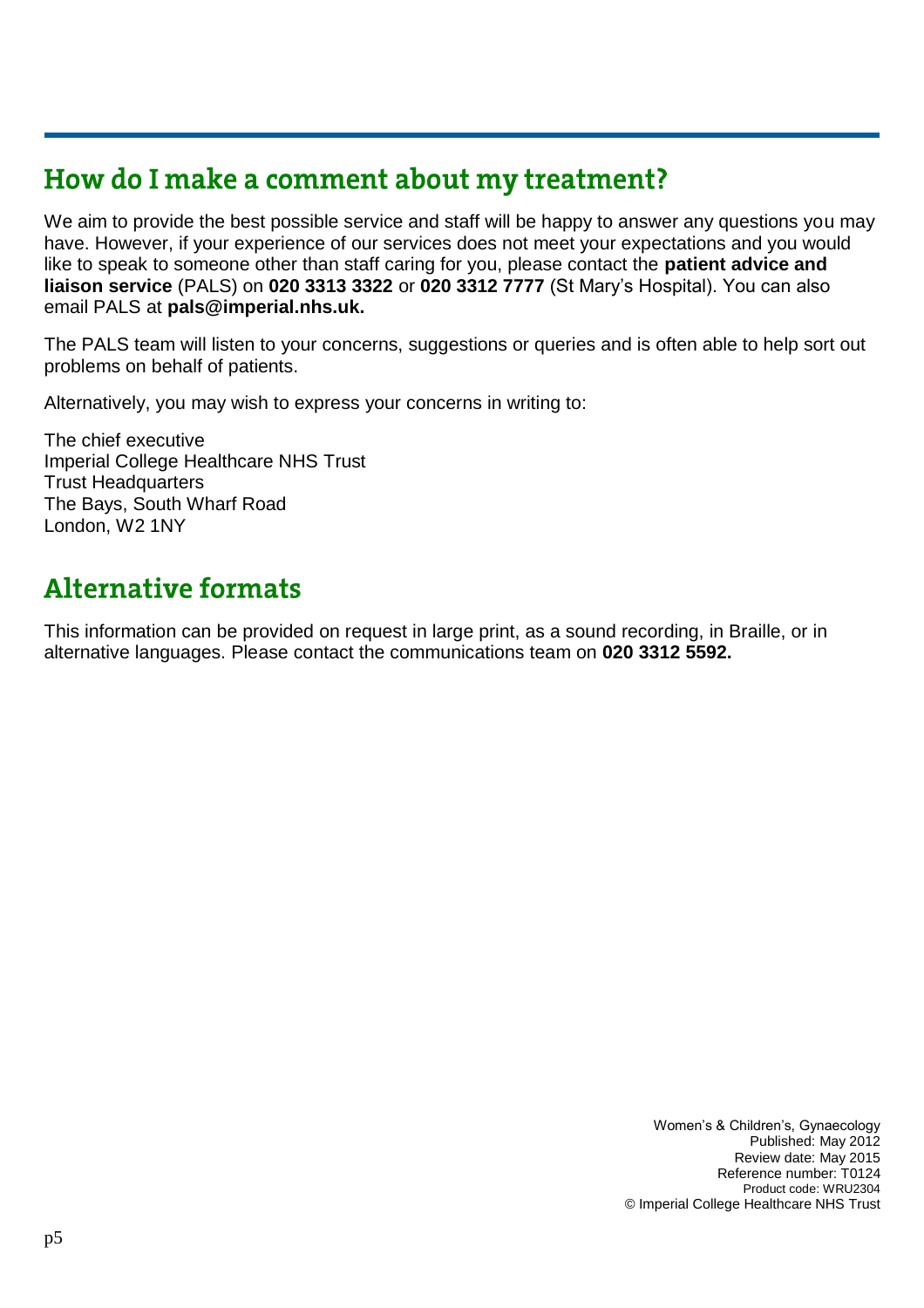## How do I make a comment about my treatment?

We aim to provide the best possible service and staff will be happy to answer any questions you may have. However, if your experience of our services does not meet your expectations and you would like to speak to someone other than staff caring for you, please contact the **patient advice and liaison service** (PALS) on **020 3313 3322** or **020 3312 7777** (St Mary's Hospital). You can also email PALS at **pals@imperial.nhs.uk.**

The PALS team will listen to your concerns, suggestions or queries and is often able to help sort out problems on behalf of patients.

Alternatively, you may wish to express your concerns in writing to:

The chief executive
Imperial College Healthcare NHS Trust
Trust Headquarters
The Bays, South Wharf Road
London, W2 1NY

## Alternative formats

This information can be provided on request in large print, as a sound recording, in Braille, or in alternative languages. Please contact the communications team on **020 3312 5592.**

Women's & Children's, Gynaecology
Published: May 2012
Review date: May 2015
Reference number: T0124
Product code: WRU2304
© Imperial College Healthcare NHS Trust